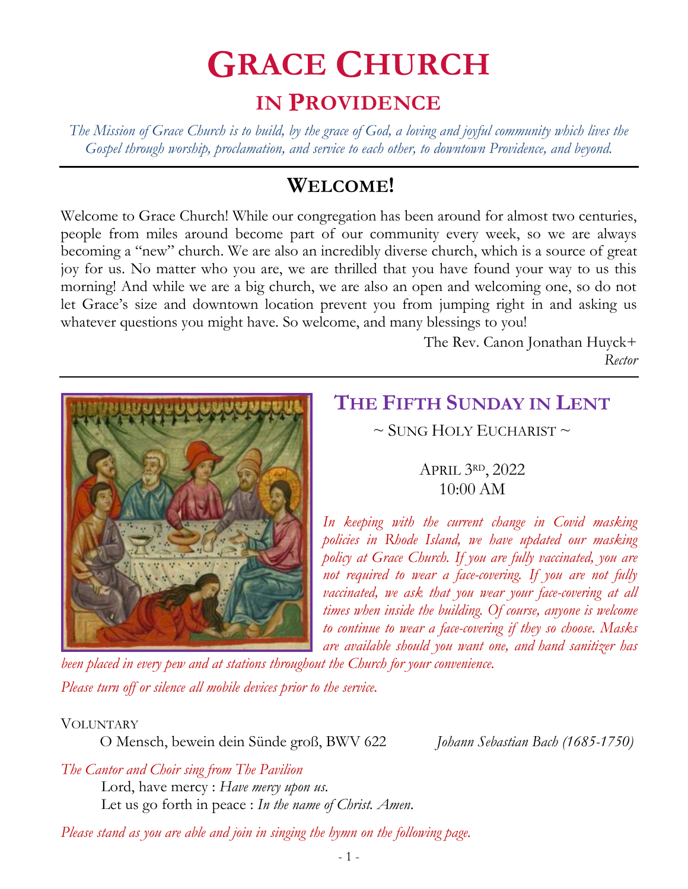# GRACE CHURCH

## IN PROVIDENCE

*The Mission of Grace Church is to build, by the grace of God, a loving and joyful community which lives the Gospel through worship, proclamation, and service to each other, to downtown Providence, and beyond.*

## WELCOME!

Welcome to Grace Church! While our congregation has been around for almost two centuries, people from miles around become part of our community every week, so we are always becoming a "new" church. We are also an incredibly diverse church, which is a source of great joy for us. No matter who you are, we are thrilled that you have found your way to us this morning! And while we are a big church, we are also an open and welcoming one, so do not let Grace's size and downtown location prevent you from jumping right in and asking us whatever questions you might have. So welcome, and many blessings to you!

The Rev. Canon Jonathan Huyck+
*Rector*

## THE FIFTH SUNDAY IN LENT

~ SUNG HOLY EUCHARIST ~

APRIL 3RD, 2022
10:00 AM

*In keeping with the current change in Covid masking policies in Rhode Island, we have updated our masking policy at Grace Church. If you are fully vaccinated, you are not required to wear a face-covering. If you are not fully vaccinated, we ask that you wear your face-covering at all times when inside the building. Of course, anyone is welcome to continue to wear a face-covering if they so choose. Masks are available should you want one, and hand sanitizer has been placed in every pew and at stations throughout the Church for your convenience.*

*Please turn off or silence all mobile devices prior to the service.*

VOLUNTARY

O Mensch, bewein dein Sünde groß, BWV 622 — *Johann Sebastian Bach (1685-1750)*

*The Cantor and Choir sing from The Pavilion*

Lord, have mercy : *Have mercy upon us.*
Let us go forth in peace : *In the name of Christ. Amen.*

*Please stand as you are able and join in singing the hymn on the following page.*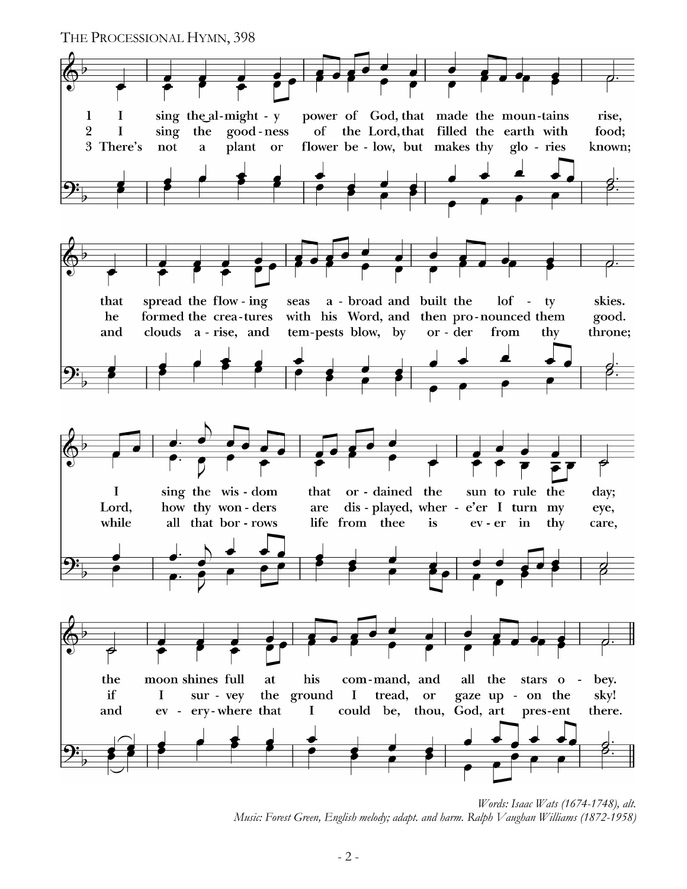# THE PROCESSIONAL HYMN, 398

1. I sing the almighty power of God, that made the mountains rise, that spread the flowing seas abroad and built the lofty skies. I sing the wisdom that ordained the sun to rule the day; the moon shines full at his command, and all the stars obey.

2. I sing the goodness of the Lord, that filled the earth with food; he formed the creatures with his Word, and then pronounced them good. Lord, how thy wonders are displayed, wher - e'er I turn my eye, if I survey the ground I tread, or gaze upon the sky!

3. There's not a plant or flower below, but makes thy glories known; and clouds arise, and tempests blow, by order from thy throne; while all that borrows life from thee is ever in thy care, and everywhere that I could be, thou, God, art present there.

*Words: Isaac Wats (1674-1748), alt.*
*Music: Forest Green, English melody; adapt. and harm. Ralph Vaughan Williams (1872-1958)*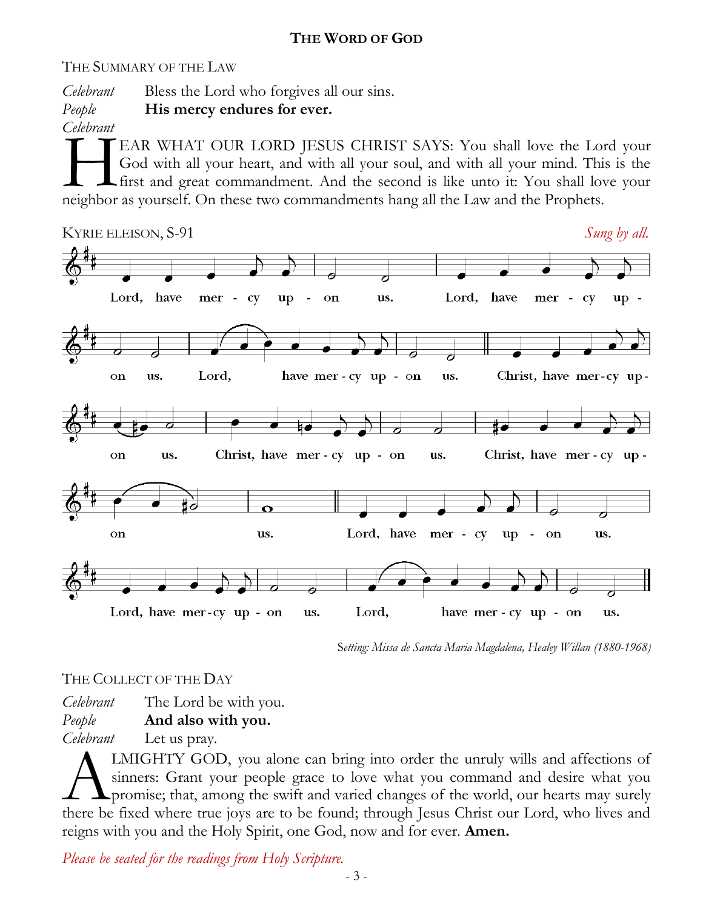## THE WORD OF GOD

### THE SUMMARY OF THE LAW

*Celebrant* Bless the Lord who forgives all our sins.
*People* **His mercy endures for ever.**
*Celebrant*

HEAR WHAT OUR LORD JESUS CHRIST SAYS: You shall love the Lord your God with all your heart, and with all your soul, and with all your mind. This is the first and great commandment. And the second is like unto it: You shall love your neighbor as yourself. On these two commandments hang all the Law and the Prophets.

### KYRIE ELEISON, S-91

*Sung by all.*

Lord, have mercy upon us. Lord, have mercy upon us. Lord, have mercy upon us.
Christ, have mercy upon us. Christ, have mercy upon us. Christ, have mercy upon us.
Lord, have mercy upon us. Lord, have mercy upon us. Lord, have mercy upon us.

*Setting: Missa de Sancta Maria Magdalena, Healey Willan (1880-1968)*

### THE COLLECT OF THE DAY

*Celebrant* The Lord be with you.
*People* **And also with you.**
*Celebrant* Let us pray.

ALMIGHTY GOD, you alone can bring into order the unruly wills and affections of sinners: Grant your people grace to love what you command and desire what you promise; that, among the swift and varied changes of the world, our hearts may surely there be fixed where true joys are to be found; through Jesus Christ our Lord, who lives and reigns with you and the Holy Spirit, one God, now and for ever. **Amen.**

*Please be seated for the readings from Holy Scripture.*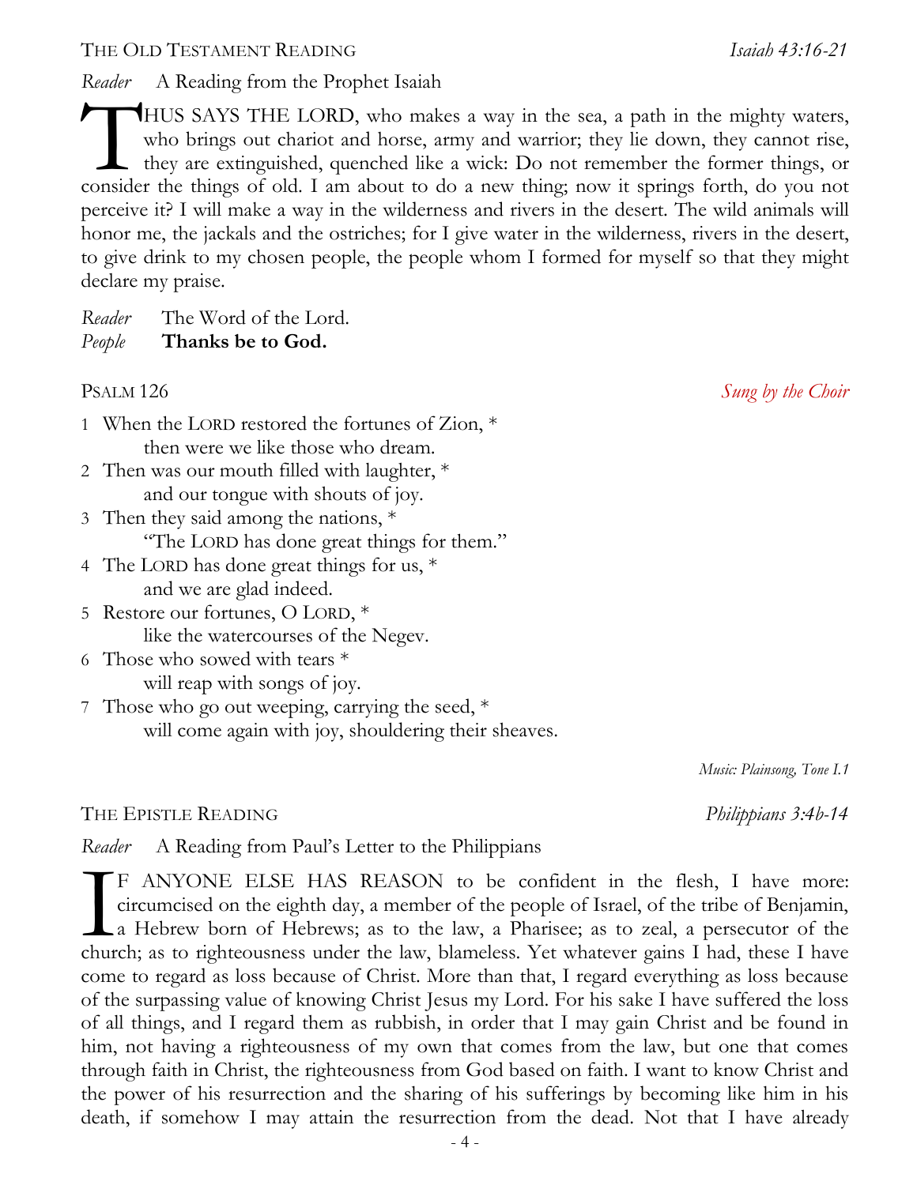THE OLD TESTAMENT READING *Isaiah 43:16-21*

*Reader* A Reading from the Prophet Isaiah

THUS SAYS THE LORD, who makes a way in the sea, a path in the mighty waters, who brings out chariot and horse, army and warrior; they lie down, they cannot rise, they are extinguished, quenched like a wick: Do not remember the former things, or consider the things of old. I am about to do a new thing; now it springs forth, do you not perceive it? I will make a way in the wilderness and rivers in the desert. The wild animals will honor me, the jackals and the ostriches; for I give water in the wilderness, rivers in the desert, to give drink to my chosen people, the people whom I formed for myself so that they might declare my praise.

*Reader* The Word of the Lord.
*People* **Thanks be to God.**

PSALM 126 *Sung by the Choir*

1 When the LORD restored the fortunes of Zion, *
 then were we like those who dream.
2 Then was our mouth filled with laughter, *
 and our tongue with shouts of joy.
3 Then they said among the nations, *
 "The LORD has done great things for them."
4 The LORD has done great things for us, *
 and we are glad indeed.
5 Restore our fortunes, O LORD, *
 like the watercourses of the Negev.
6 Those who sowed with tears *
 will reap with songs of joy.
7 Those who go out weeping, carrying the seed, *
 will come again with joy, shouldering their sheaves.

*Music: Plainsong, Tone I.1*

THE EPISTLE READING *Philippians 3:4b-14*

*Reader* A Reading from Paul's Letter to the Philippians

IF ANYONE ELSE HAS REASON to be confident in the flesh, I have more: circumcised on the eighth day, a member of the people of Israel, of the tribe of Benjamin, a Hebrew born of Hebrews; as to the law, a Pharisee; as to zeal, a persecutor of the church; as to righteousness under the law, blameless. Yet whatever gains I had, these I have come to regard as loss because of Christ. More than that, I regard everything as loss because of the surpassing value of knowing Christ Jesus my Lord. For his sake I have suffered the loss of all things, and I regard them as rubbish, in order that I may gain Christ and be found in him, not having a righteousness of my own that comes from the law, but one that comes through faith in Christ, the righteousness from God based on faith. I want to know Christ and the power of his resurrection and the sharing of his sufferings by becoming like him in his death, if somehow I may attain the resurrection from the dead. Not that I have already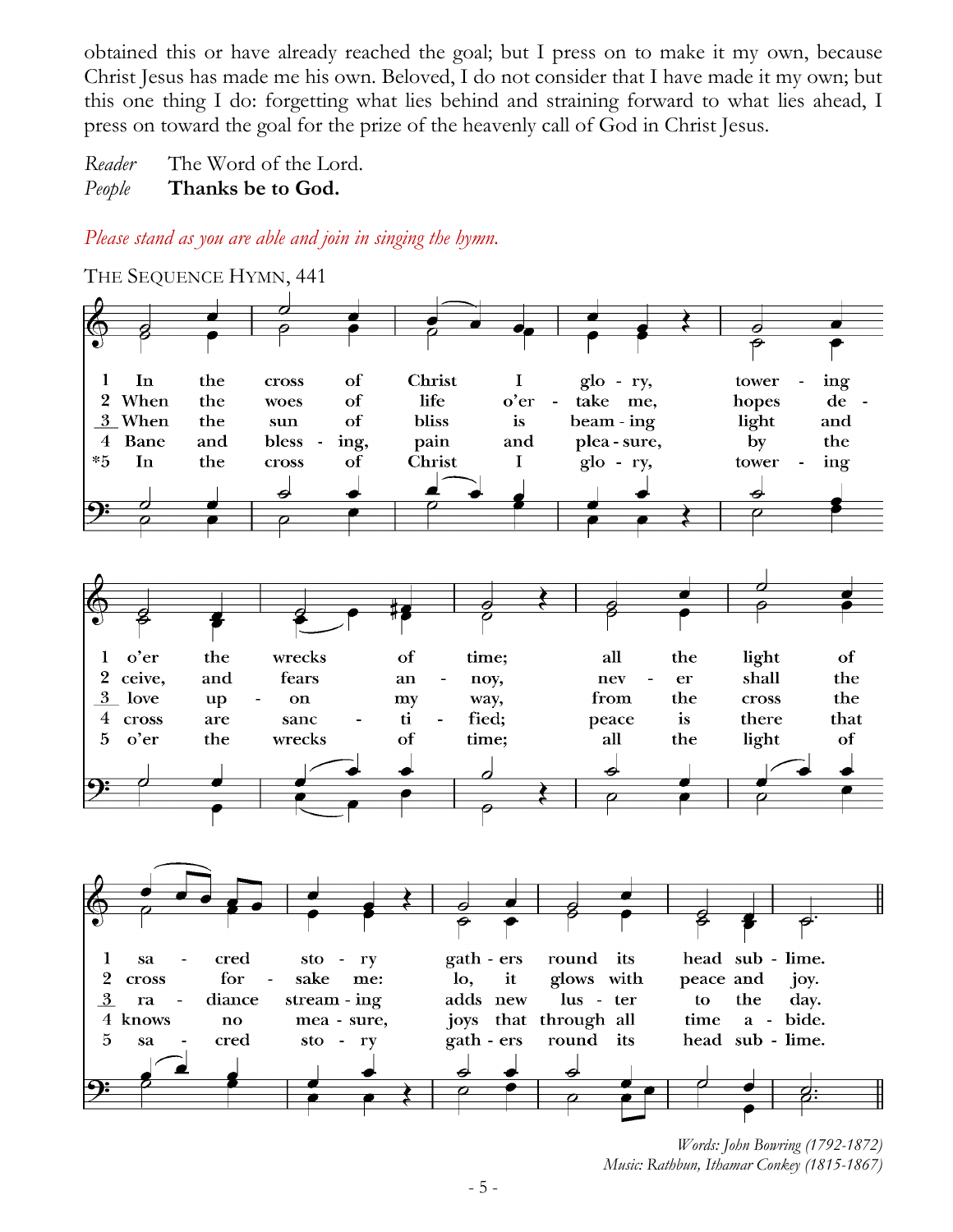obtained this or have already reached the goal; but I press on to make it my own, because Christ Jesus has made me his own. Beloved, I do not consider that I have made it my own; but this one thing I do: forgetting what lies behind and straining forward to what lies ahead, I press on toward the goal for the prize of the heavenly call of God in Christ Jesus.

*Reader* The Word of the Lord.
*People* **Thanks be to God.**

*Please stand as you are able and join in singing the hymn.*

THE SEQUENCE HYMN, 441

1 In the cross of Christ I glory, towering o'er the wrecks of time; all the light of sacred story gathers round its head sublime.

2 When the woes of life o'ertake me, hopes deceive, and fears annoy, never shall the cross forsake me: lo, it glows with peace and joy.

3 When the sun of bliss is beaming light and love upon my way, from the cross the radiance streaming adds new luster to the day.

4 Bane and blessing, pain and pleasure, by the cross are sanctified; peace is there that knows no measure, joys that through all time abide.

*5 In the cross of Christ I glory, towering o'er the wrecks of time; all the light of sacred story gathers round its head sublime.

*Words: John Bowring (1792-1872)*
*Music: Rathbun, Ithamar Conkey (1815-1867)*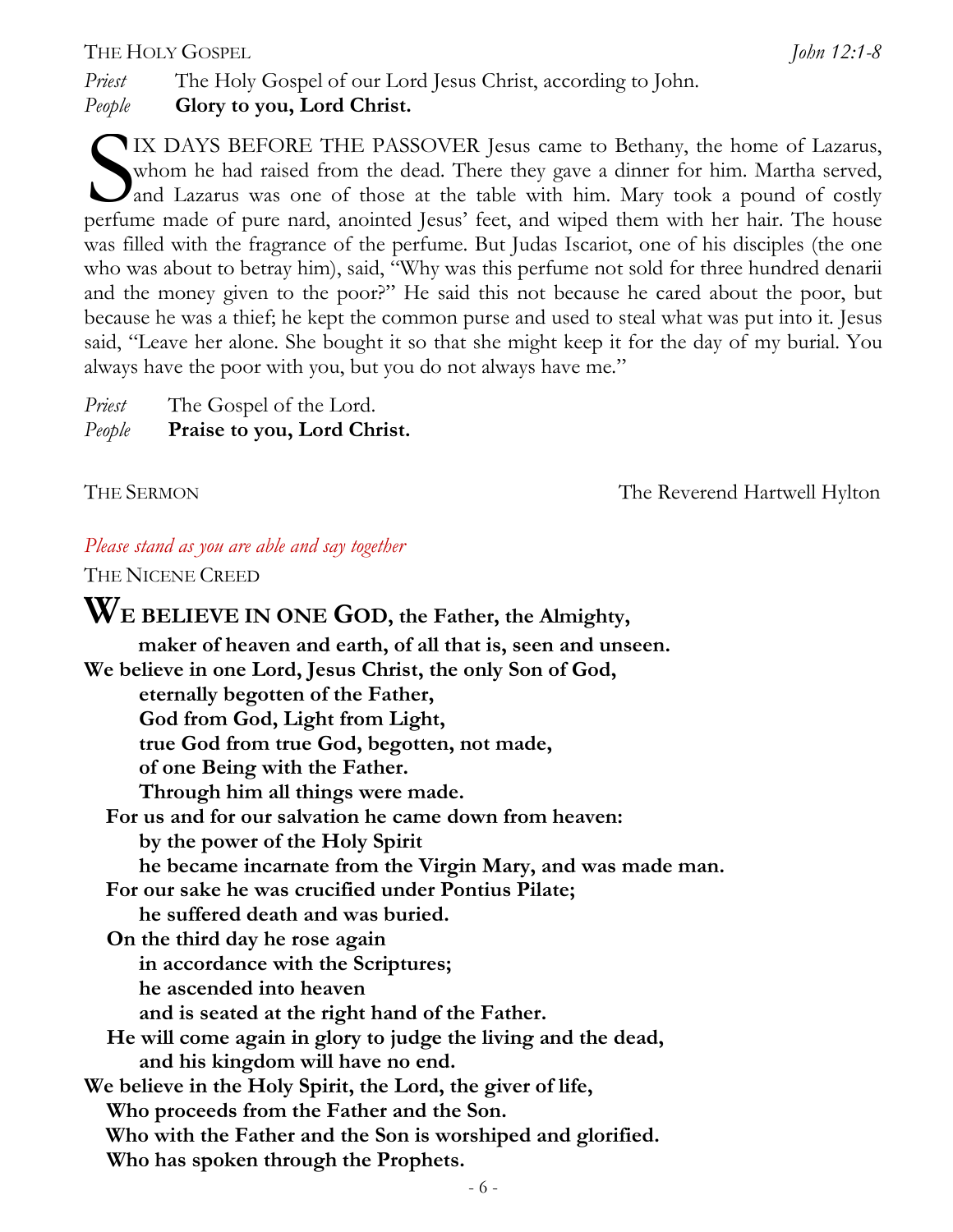THE HOLY GOSPEL *John 12:1-8*

*Priest* The Holy Gospel of our Lord Jesus Christ, according to John.
*People* **Glory to you, Lord Christ.**

SIX DAYS BEFORE THE PASSOVER Jesus came to Bethany, the home of Lazarus, whom he had raised from the dead. There they gave a dinner for him. Martha served, and Lazarus was one of those at the table with him. Mary took a pound of costly perfume made of pure nard, anointed Jesus' feet, and wiped them with her hair. The house was filled with the fragrance of the perfume. But Judas Iscariot, one of his disciples (the one who was about to betray him), said, "Why was this perfume not sold for three hundred denarii and the money given to the poor?" He said this not because he cared about the poor, but because he was a thief; he kept the common purse and used to steal what was put into it. Jesus said, "Leave her alone. She bought it so that she might keep it for the day of my burial. You always have the poor with you, but you do not always have me."

*Priest* The Gospel of the Lord.
*People* **Praise to you, Lord Christ.**

THE SERMON The Reverend Hartwell Hylton

*Please stand as you are able and say together*

THE NICENE CREED

**WE BELIEVE IN ONE GOD, the Father, the Almighty,**
**maker of heaven and earth, of all that is, seen and unseen.**
**We believe in one Lord, Jesus Christ, the only Son of God,**
**eternally begotten of the Father,**
**God from God, Light from Light,**
**true God from true God, begotten, not made,**
**of one Being with the Father.**
**Through him all things were made.**
**For us and for our salvation he came down from heaven:**
**by the power of the Holy Spirit**
**he became incarnate from the Virgin Mary, and was made man.**
**For our sake he was crucified under Pontius Pilate;**
**he suffered death and was buried.**
**On the third day he rose again**
**in accordance with the Scriptures;**
**he ascended into heaven**
**and is seated at the right hand of the Father.**
**He will come again in glory to judge the living and the dead,**
**and his kingdom will have no end.**
**We believe in the Holy Spirit, the Lord, the giver of life,**
**Who proceeds from the Father and the Son.**
**Who with the Father and the Son is worshiped and glorified.**
**Who has spoken through the Prophets.**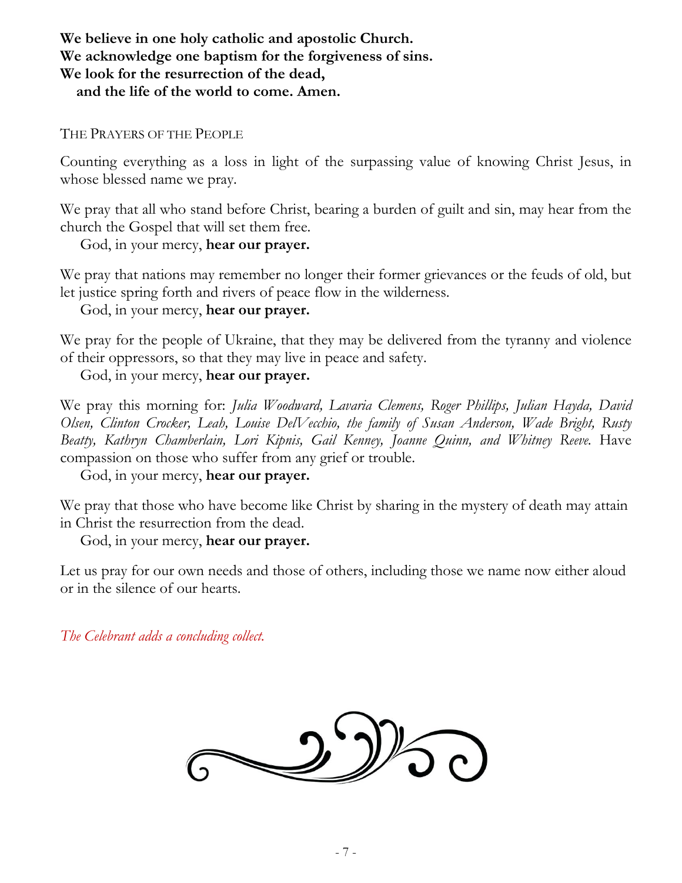**We believe in one holy catholic and apostolic Church.**
**We acknowledge one baptism for the forgiveness of sins.**
**We look for the resurrection of the dead,**
**and the life of the world to come. Amen.**

THE PRAYERS OF THE PEOPLE

Counting everything as a loss in light of the surpassing value of knowing Christ Jesus, in whose blessed name we pray.

We pray that all who stand before Christ, bearing a burden of guilt and sin, may hear from the church the Gospel that will set them free.
God, in your mercy, **hear our prayer.**

We pray that nations may remember no longer their former grievances or the feuds of old, but let justice spring forth and rivers of peace flow in the wilderness.
God, in your mercy, **hear our prayer.**

We pray for the people of Ukraine, that they may be delivered from the tyranny and violence of their oppressors, so that they may live in peace and safety.
God, in your mercy, **hear our prayer.**

We pray this morning for: *Julia Woodward, Lavaria Clemens, Roger Phillips, Julian Hayda, David Olsen, Clinton Crocker, Leah, Louise DelVecchio, the family of Susan Anderson, Wade Bright, Rusty Beatty, Kathryn Chamberlain, Lori Kipnis, Gail Kenney, Joanne Quinn, and Whitney Reeve.* Have compassion on those who suffer from any grief or trouble.
God, in your mercy, **hear our prayer.**

We pray that those who have become like Christ by sharing in the mystery of death may attain in Christ the resurrection from the dead.
God, in your mercy, **hear our prayer.**

Let us pray for our own needs and those of others, including those we name now either aloud or in the silence of our hearts.

*The Celebrant adds a concluding collect.*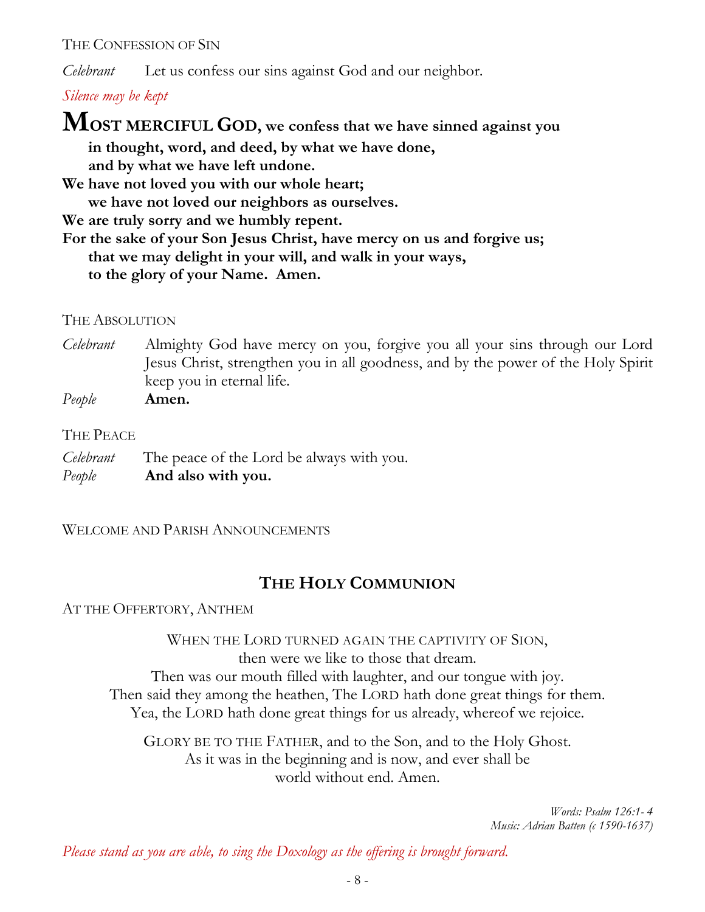THE CONFESSION OF SIN

*Celebrant* Let us confess our sins against God and our neighbor.

*Silence may be kept*

**MOST MERCIFUL GOD, we confess that we have sinned against you**
**in thought, word, and deed, by what we have done,**
**and by what we have left undone.**
**We have not loved you with our whole heart;**
**we have not loved our neighbors as ourselves.**
**We are truly sorry and we humbly repent.**
**For the sake of your Son Jesus Christ, have mercy on us and forgive us;**
**that we may delight in your will, and walk in your ways,**
**to the glory of your Name. Amen.**

THE ABSOLUTION

*Celebrant* Almighty God have mercy on you, forgive you all your sins through our Lord Jesus Christ, strengthen you in all goodness, and by the power of the Holy Spirit keep you in eternal life.

*People* **Amen.**

THE PEACE

*Celebrant* The peace of the Lord be always with you.

*People* **And also with you.**

WELCOME AND PARISH ANNOUNCEMENTS

## THE HOLY COMMUNION

AT THE OFFERTORY, ANTHEM

WHEN THE LORD TURNED AGAIN THE CAPTIVITY OF SION,
then were we like to those that dream.
Then was our mouth filled with laughter, and our tongue with joy.
Then said they among the heathen, The LORD hath done great things for them.
Yea, the LORD hath done great things for us already, whereof we rejoice.

GLORY BE TO THE FATHER, and to the Son, and to the Holy Ghost.
As it was in the beginning and is now, and ever shall be
world without end. Amen.

*Words: Psalm 126:1- 4*
*Music: Adrian Batten (c 1590-1637)*

*Please stand as you are able, to sing the Doxology as the offering is brought forward.*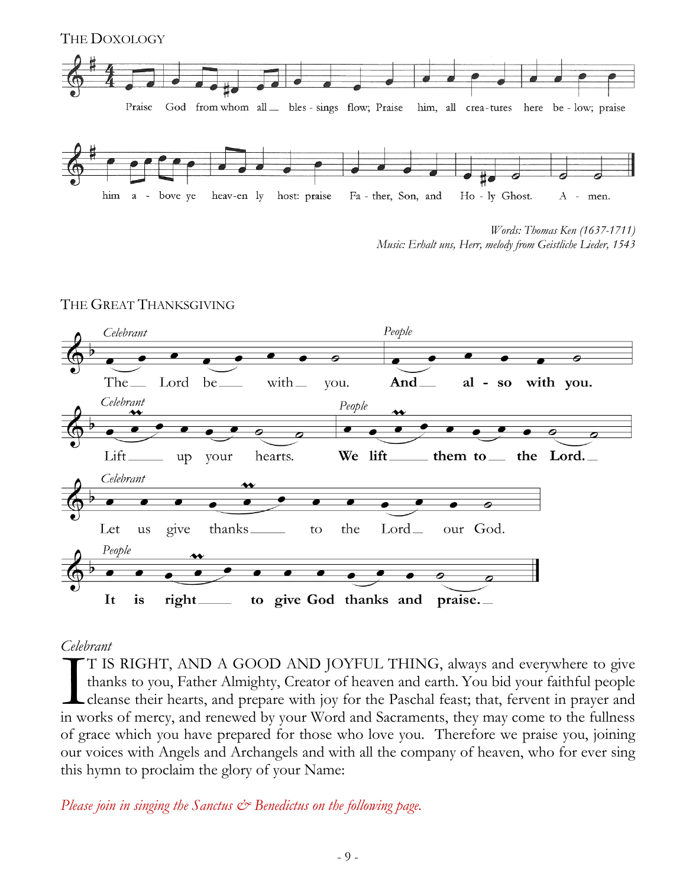## The Doxology

Praise God from whom all blessings flow; Praise him, all creatures here below; praise him above ye heaven-ly host: praise Father, Son, and Holy Ghost. Amen.

*Words: Thomas Ken (1637-1711)*
*Music: Erhalt uns, Herr, melody from Geistliche Lieder, 1543*

## The Great Thanksgiving

*Celebrant*
The Lord be with you.

*People*
**And also with you.**

*Celebrant*
Lift up your hearts.

*People*
**We lift them to the Lord.**

*Celebrant*
Let us give thanks to the Lord our God.

*People*
**It is right to give God thanks and praise.**

*Celebrant*

IT IS RIGHT, AND A GOOD AND JOYFUL THING, always and everywhere to give thanks to you, Father Almighty, Creator of heaven and earth. You bid your faithful people cleanse their hearts, and prepare with joy for the Paschal feast; that, fervent in prayer and in works of mercy, and renewed by your Word and Sacraments, they may come to the fullness of grace which you have prepared for those who love you. Therefore we praise you, joining our voices with Angels and Archangels and with all the company of heaven, who for ever sing this hymn to proclaim the glory of your Name:

*Please join in singing the Sanctus & Benedictus on the following page.*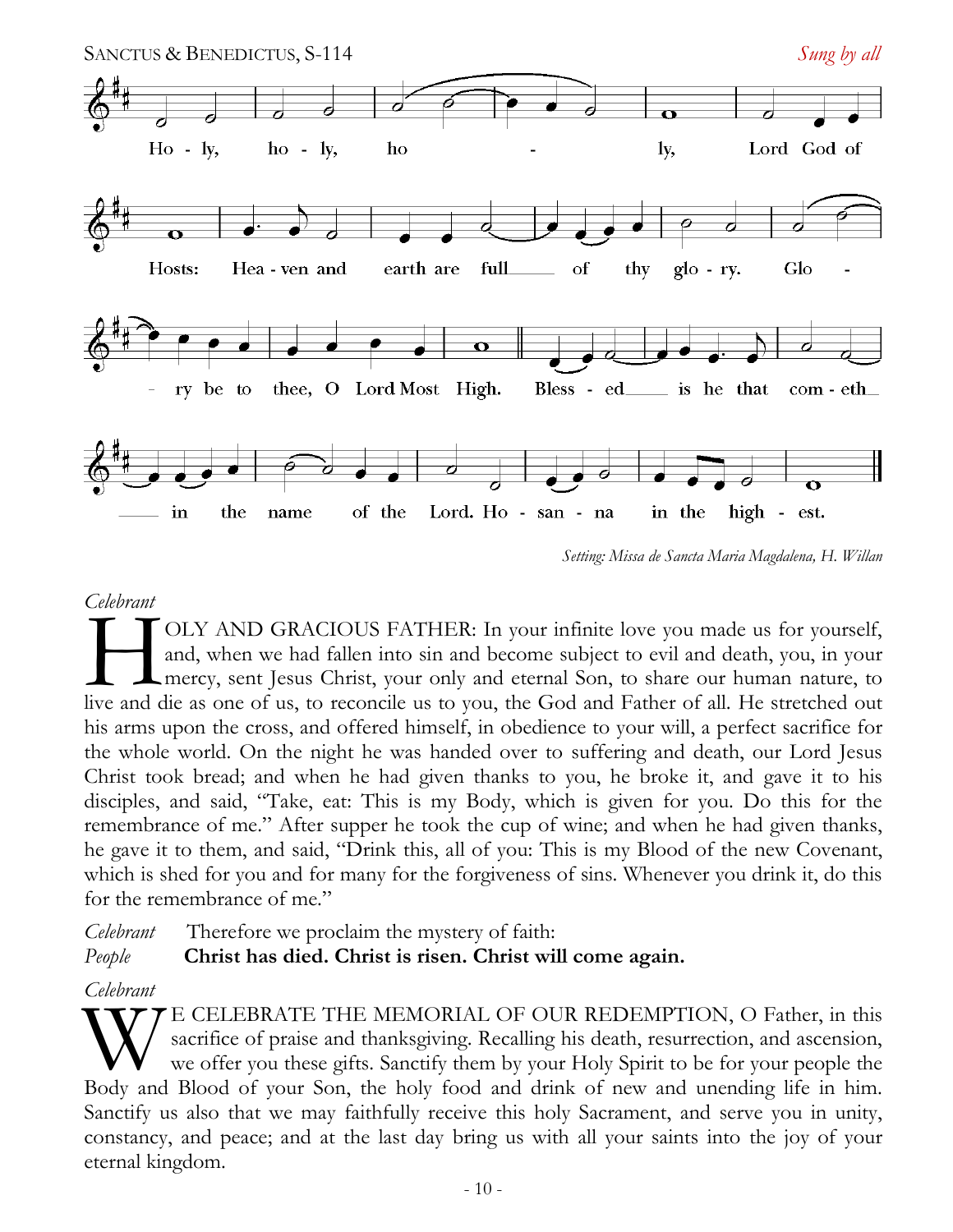SANCTUS & BENEDICTUS, S-114 *Sung by all*

Holy, holy, holy, Lord God of Hosts: Heaven and earth are full of thy glory. Glory be to thee, O Lord Most High. Blessed is he that cometh in the name of the Lord. Hosanna in the highest.

*Setting: Missa de Sancta Maria Magdalena, H. Willan*

*Celebrant*

HOLY AND GRACIOUS FATHER: In your infinite love you made us for yourself, and, when we had fallen into sin and become subject to evil and death, you, in your mercy, sent Jesus Christ, your only and eternal Son, to share our human nature, to live and die as one of us, to reconcile us to you, the God and Father of all. He stretched out his arms upon the cross, and offered himself, in obedience to your will, a perfect sacrifice for the whole world. On the night he was handed over to suffering and death, our Lord Jesus Christ took bread; and when he had given thanks to you, he broke it, and gave it to his disciples, and said, "Take, eat: This is my Body, which is given for you. Do this for the remembrance of me." After supper he took the cup of wine; and when he had given thanks, he gave it to them, and said, "Drink this, all of you: This is my Blood of the new Covenant, which is shed for you and for many for the forgiveness of sins. Whenever you drink it, do this for the remembrance of me."

*Celebrant* Therefore we proclaim the mystery of faith:
*People* **Christ has died. Christ is risen. Christ will come again.**

*Celebrant*

WE CELEBRATE THE MEMORIAL OF OUR REDEMPTION, O Father, in this sacrifice of praise and thanksgiving. Recalling his death, resurrection, and ascension, we offer you these gifts. Sanctify them by your Holy Spirit to be for your people the Body and Blood of your Son, the holy food and drink of new and unending life in him. Sanctify us also that we may faithfully receive this holy Sacrament, and serve you in unity, constancy, and peace; and at the last day bring us with all your saints into the joy of your eternal kingdom.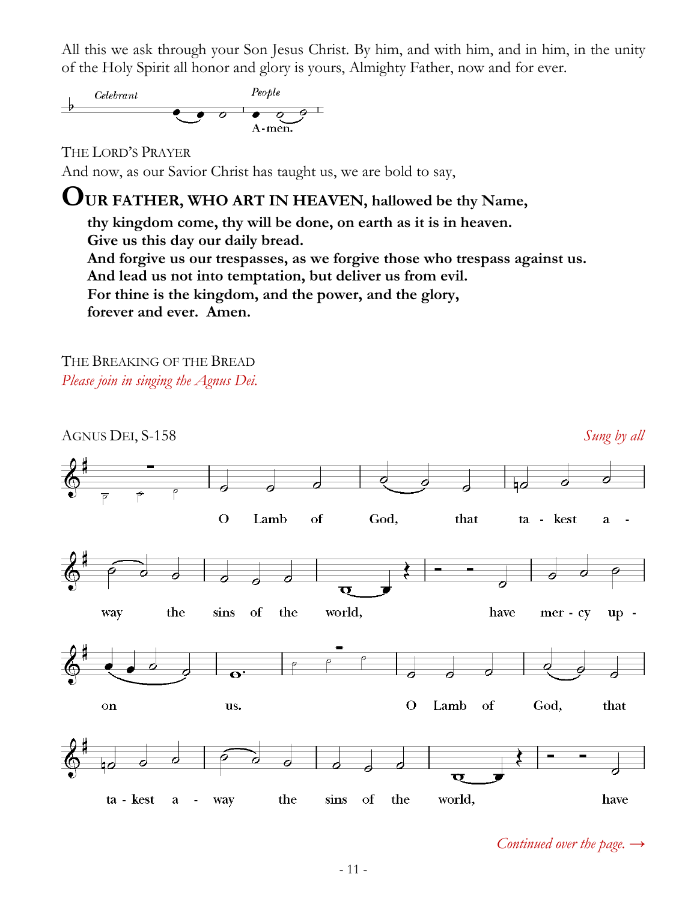All this we ask through your Son Jesus Christ. By him, and with him, and in him, in the unity of the Holy Spirit all honor and glory is yours, Almighty Father, now and for ever.

*Celebrant* *People*

A-men.

THE LORD'S PRAYER

And now, as our Savior Christ has taught us, we are bold to say,

**OUR FATHER, WHO ART IN HEAVEN, hallowed be thy Name,**
**thy kingdom come, thy will be done, on earth as it is in heaven.**
**Give us this day our daily bread.**
**And forgive us our trespasses, as we forgive those who trespass against us.**
**And lead us not into temptation, but deliver us from evil.**
**For thine is the kingdom, and the power, and the glory,**
**forever and ever. Amen.**

THE BREAKING OF THE BREAD

*Please join in singing the Agnus Dei.*

AGNUS DEI, S-158 *Sung by all*

O Lamb of God, that ta - kest a - way the sins of the world, have mer - cy up - on us. O Lamb of God, that ta - kest a - way the sins of the world, have

*Continued over the page. →*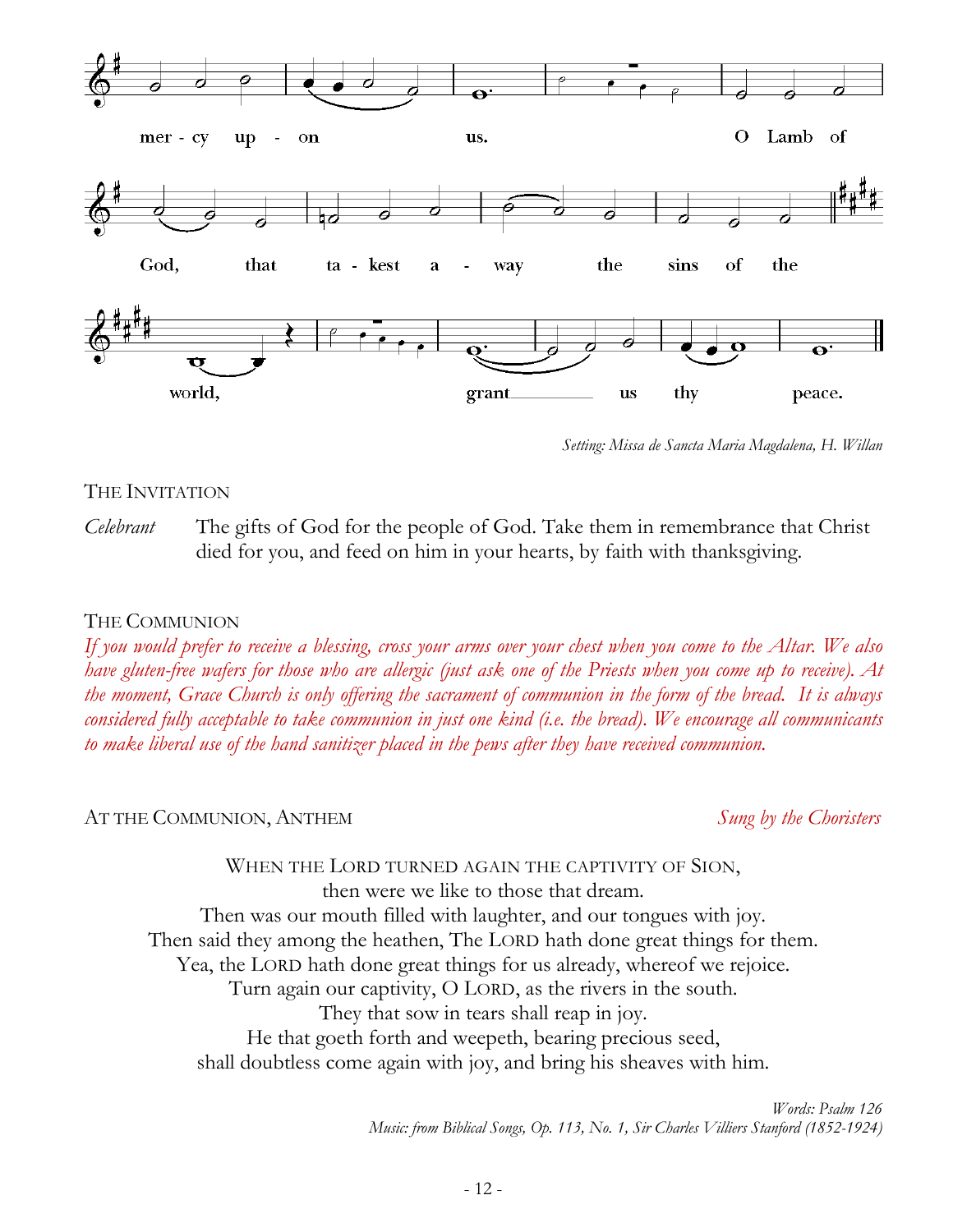mer - cy up - on us. O Lamb of

God, that ta - kest a - way the sins of the

world, grant us thy peace.

*Setting: Missa de Sancta Maria Magdalena, H. Willan*

THE INVITATION

*Celebrant* The gifts of God for the people of God. Take them in remembrance that Christ died for you, and feed on him in your hearts, by faith with thanksgiving.

THE COMMUNION

*If you would prefer to receive a blessing, cross your arms over your chest when you come to the Altar. We also have gluten-free wafers for those who are allergic (just ask one of the Priests when you come up to receive). At the moment, Grace Church is only offering the sacrament of communion in the form of the bread. It is always considered fully acceptable to take communion in just one kind (i.e. the bread). We encourage all communicants to make liberal use of the hand sanitizer placed in the pews after they have received communion.*

AT THE COMMUNION, ANTHEM *Sung by the Choristers*

WHEN THE LORD TURNED AGAIN THE CAPTIVITY OF SION,
then were we like to those that dream.
Then was our mouth filled with laughter, and our tongues with joy.
Then said they among the heathen, The LORD hath done great things for them.
Yea, the LORD hath done great things for us already, whereof we rejoice.
Turn again our captivity, O LORD, as the rivers in the south.
They that sow in tears shall reap in joy.
He that goeth forth and weepeth, bearing precious seed,
shall doubtless come again with joy, and bring his sheaves with him.

*Words: Psalm 126*
*Music: from Biblical Songs, Op. 113, No. 1, Sir Charles Villiers Stanford (1852-1924)*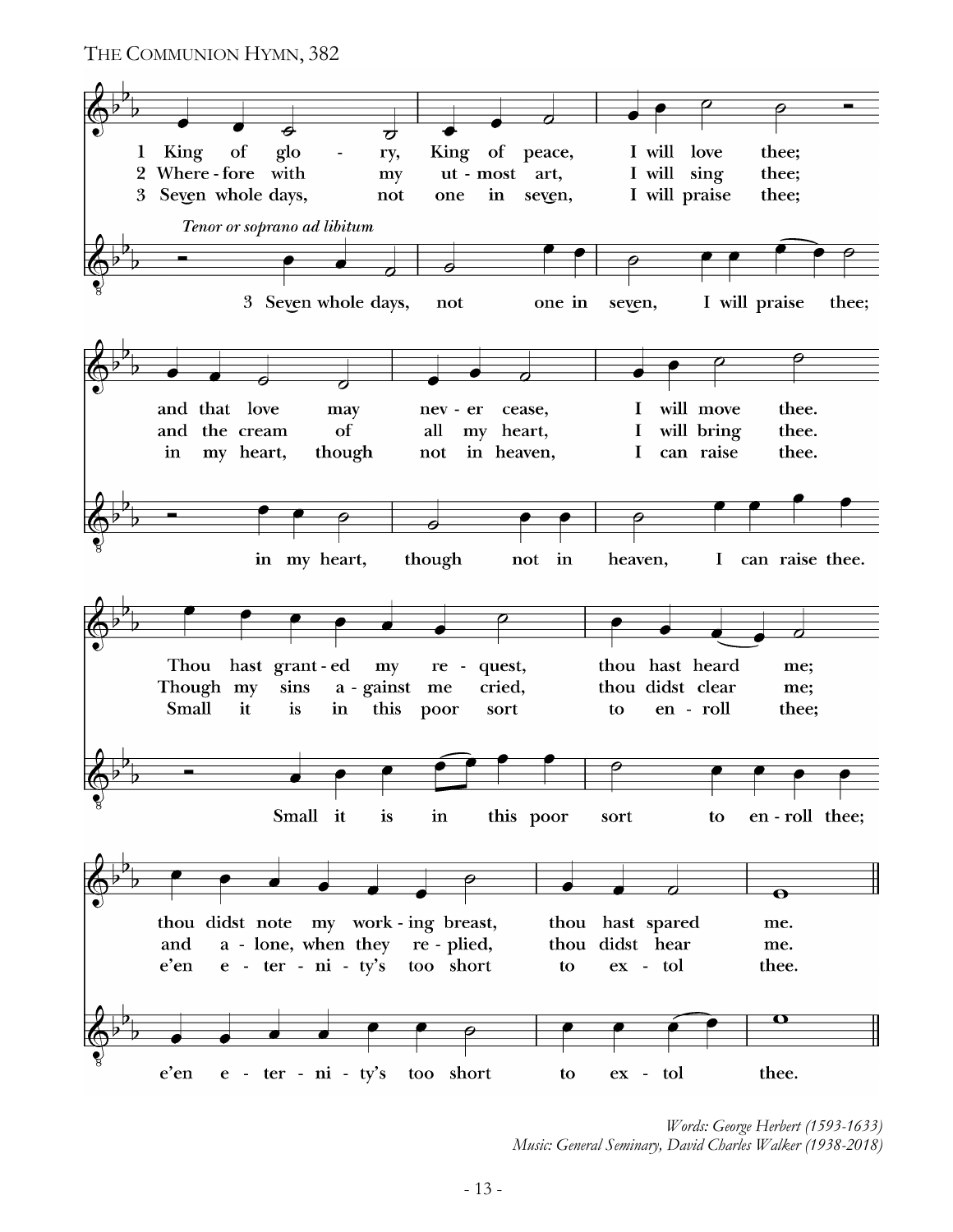## The Communion Hymn, 382

*Tenor or soprano ad libitum*

1 King of glory, King of peace,
I will love thee;
and that love may never cease,
I will move thee.
Thou hast granted my request,
thou hast heard me;
thou didst note my working breast,
thou hast spared me.

2 Wherefore with my utmost art,
I will sing thee;
and the cream of all my heart,
I will bring thee.
Though my sins against me cried,
thou didst clear me;
and alone, when they replied,
thou didst hear me.

3 Seven whole days, not one in seven,
I will praise thee;
in my heart, though not in heaven,
I can raise thee.
Small it is in this poor sort
to enroll thee;
e'en eternity's too short
to extol thee.

*Words: George Herbert (1593-1633)*
*Music: General Seminary, David Charles Walker (1938-2018)*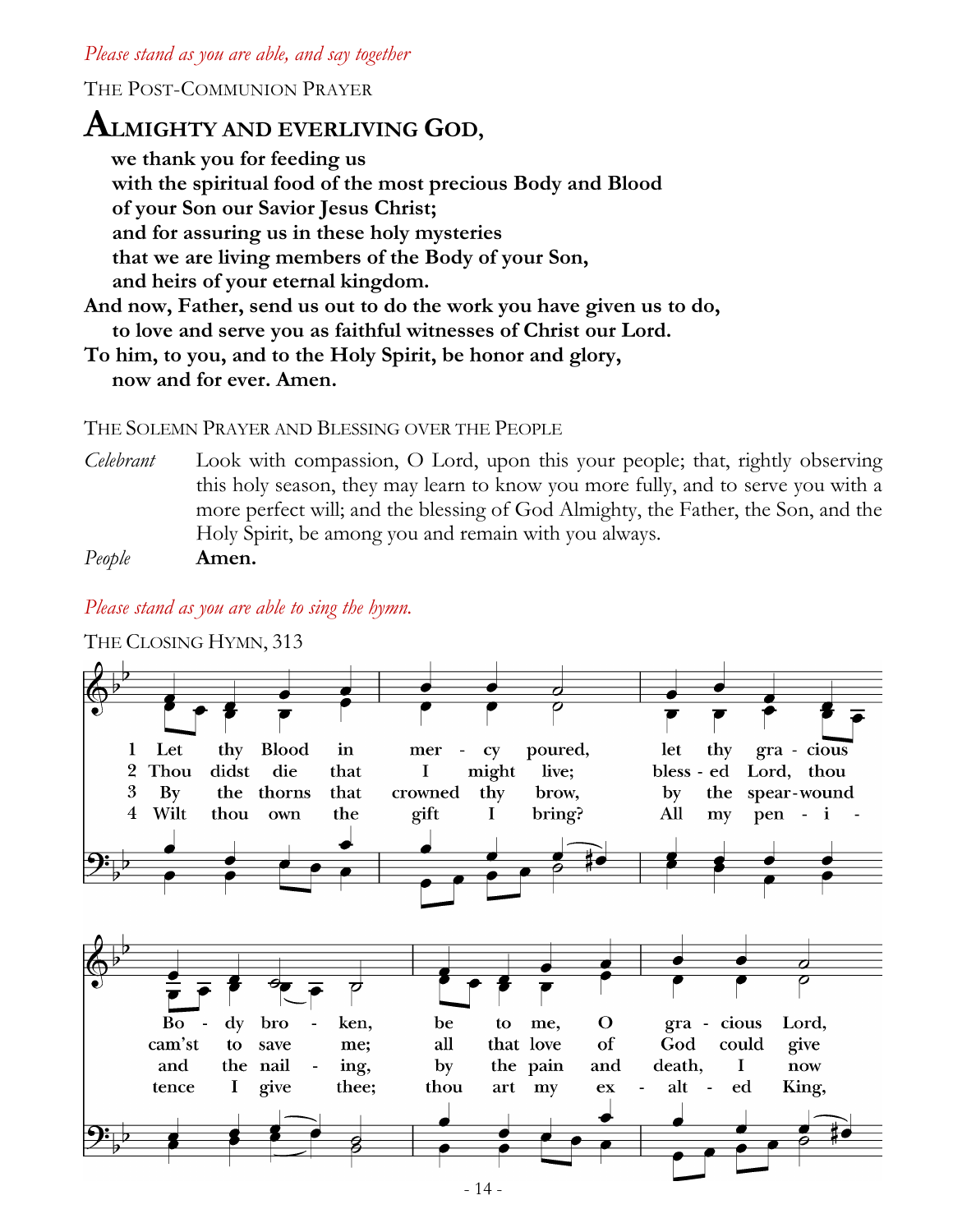*Please stand as you are able, and say together*

THE POST-COMMUNION PRAYER

**ALMIGHTY AND EVERLIVING GOD,**
**we thank you for feeding us**
**with the spiritual food of the most precious Body and Blood**
**of your Son our Savior Jesus Christ;**
**and for assuring us in these holy mysteries**
**that we are living members of the Body of your Son,**
**and heirs of your eternal kingdom.**
**And now, Father, send us out to do the work you have given us to do,**
**to love and serve you as faithful witnesses of Christ our Lord.**
**To him, to you, and to the Holy Spirit, be honor and glory,**
**now and for ever. Amen.**

THE SOLEMN PRAYER AND BLESSING OVER THE PEOPLE

*Celebrant* Look with compassion, O Lord, upon this your people; that, rightly observing this holy season, they may learn to know you more fully, and to serve you with a more perfect will; and the blessing of God Almighty, the Father, the Son, and the Holy Spirit, be among you and remain with you always.

*People* **Amen.**

*Please stand as you are able to sing the hymn.*

THE CLOSING HYMN, 313

1 Let thy Blood in mercy poured, let thy gracious Body broken, be to me, O gracious Lord,
2 Thou didst die that I might live; blessed Lord, thou cam'st to save me; all that love of God could give
3 By the thorns that crowned thy brow, by the spear-wound and the nailing, by the pain and death, I now
4 Wilt thou own the gift I bring? All my penitence I give thee; thou art my exalted King,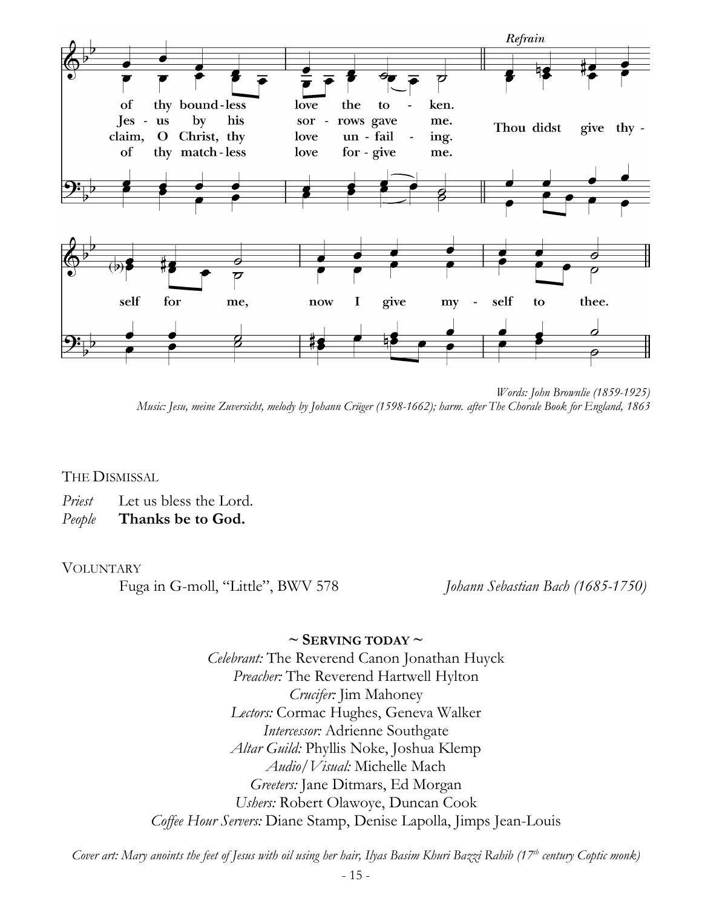of thy bound-less love the to - ken.
Jes - us by his sor - rows gave me.
claim, O Christ, thy love un - fail - ing.
of thy match-less love for - give me.

*Refrain*

Thou didst give thy - self for me, now I give my - self to thee.

*Words: John Brownlie (1859-1925)*
*Music: Jesu, meine Zuversicht, melody by Johann Crüger (1598-1662); harm. after The Chorale Book for England, 1863*

THE DISMISSAL

*Priest* Let us bless the Lord.
*People* **Thanks be to God.**

VOLUNTARY

Fuga in G-moll, "Little", BWV 578 — *Johann Sebastian Bach (1685-1750)*

**~ SERVING TODAY ~**

*Celebrant:* The Reverend Canon Jonathan Huyck
*Preacher:* The Reverend Hartwell Hylton
*Crucifer:* Jim Mahoney
*Lectors:* Cormac Hughes, Geneva Walker
*Intercessor:* Adrienne Southgate
*Altar Guild:* Phyllis Noke, Joshua Klemp
*Audio/Visual:* Michelle Mach
*Greeters:* Jane Ditmars, Ed Morgan
*Ushers:* Robert Olawoye, Duncan Cook
*Coffee Hour Servers:* Diane Stamp, Denise Lapolla, Jimps Jean-Louis

*Cover art: Mary anoints the feet of Jesus with oil using her hair, Ilyas Basim Khuri Bazzi Rahib (17th century Coptic monk)*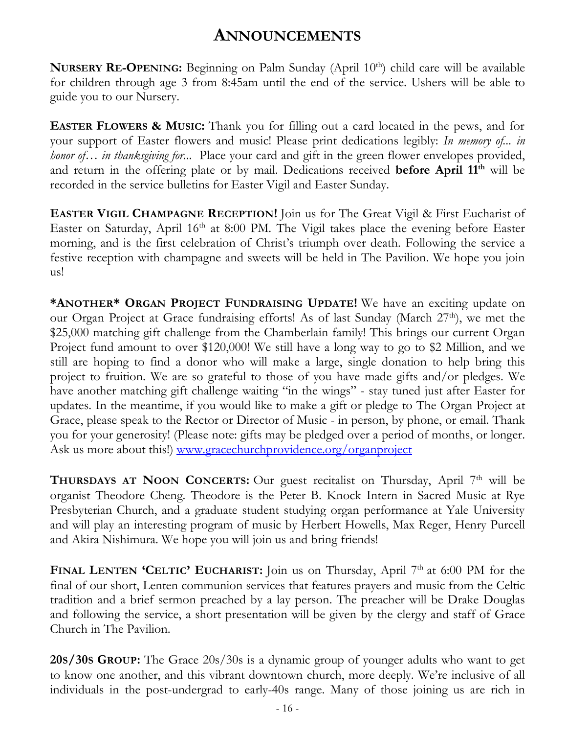# ANNOUNCEMENTS

**NURSERY RE-OPENING:** Beginning on Palm Sunday (April 10th) child care will be available for children through age 3 from 8:45am until the end of the service. Ushers will be able to guide you to our Nursery.

**EASTER FLOWERS & MUSIC:** Thank you for filling out a card located in the pews, and for your support of Easter flowers and music! Please print dedications legibly: *In memory of... in honor of… in thanksgiving for...* Place your card and gift in the green flower envelopes provided, and return in the offering plate or by mail. Dedications received **before April 11th** will be recorded in the service bulletins for Easter Vigil and Easter Sunday.

**EASTER VIGIL CHAMPAGNE RECEPTION!** Join us for The Great Vigil & First Eucharist of Easter on Saturday, April 16th at 8:00 PM. The Vigil takes place the evening before Easter morning, and is the first celebration of Christ's triumph over death. Following the service a festive reception with champagne and sweets will be held in The Pavilion. We hope you join us!

**\*ANOTHER\* ORGAN PROJECT FUNDRAISING UPDATE!** We have an exciting update on our Organ Project at Grace fundraising efforts! As of last Sunday (March 27th), we met the $25,000 matching gift challenge from the Chamberlain family! This brings our current Organ Project fund amount to over $120,000! We still have a long way to go to $2 Million, and we still are hoping to find a donor who will make a large, single donation to help bring this project to fruition. We are so grateful to those of you have made gifts and/or pledges. We have another matching gift challenge waiting "in the wings" - stay tuned just after Easter for updates. In the meantime, if you would like to make a gift or pledge to The Organ Project at Grace, please speak to the Rector or Director of Music - in person, by phone, or email. Thank you for your generosity! (Please note: gifts may be pledged over a period of months, or longer. Ask us more about this!) [www.gracechurchprovidence.org/organproject](www.gracechurchprovidence.org/organproject)

**THURSDAYS AT NOON CONCERTS:** Our guest recitalist on Thursday, April 7th will be organist Theodore Cheng. Theodore is the Peter B. Knock Intern in Sacred Music at Rye Presbyterian Church, and a graduate student studying organ performance at Yale University and will play an interesting program of music by Herbert Howells, Max Reger, Henry Purcell and Akira Nishimura. We hope you will join us and bring friends!

**FINAL LENTEN 'CELTIC' EUCHARIST:** Join us on Thursday, April 7th at 6:00 PM for the final of our short, Lenten communion services that features prayers and music from the Celtic tradition and a brief sermon preached by a lay person. The preacher will be Drake Douglas and following the service, a short presentation will be given by the clergy and staff of Grace Church in The Pavilion.

**20S/30S GROUP:** The Grace 20s/30s is a dynamic group of younger adults who want to get to know one another, and this vibrant downtown church, more deeply. We're inclusive of all individuals in the post-undergrad to early-40s range. Many of those joining us are rich in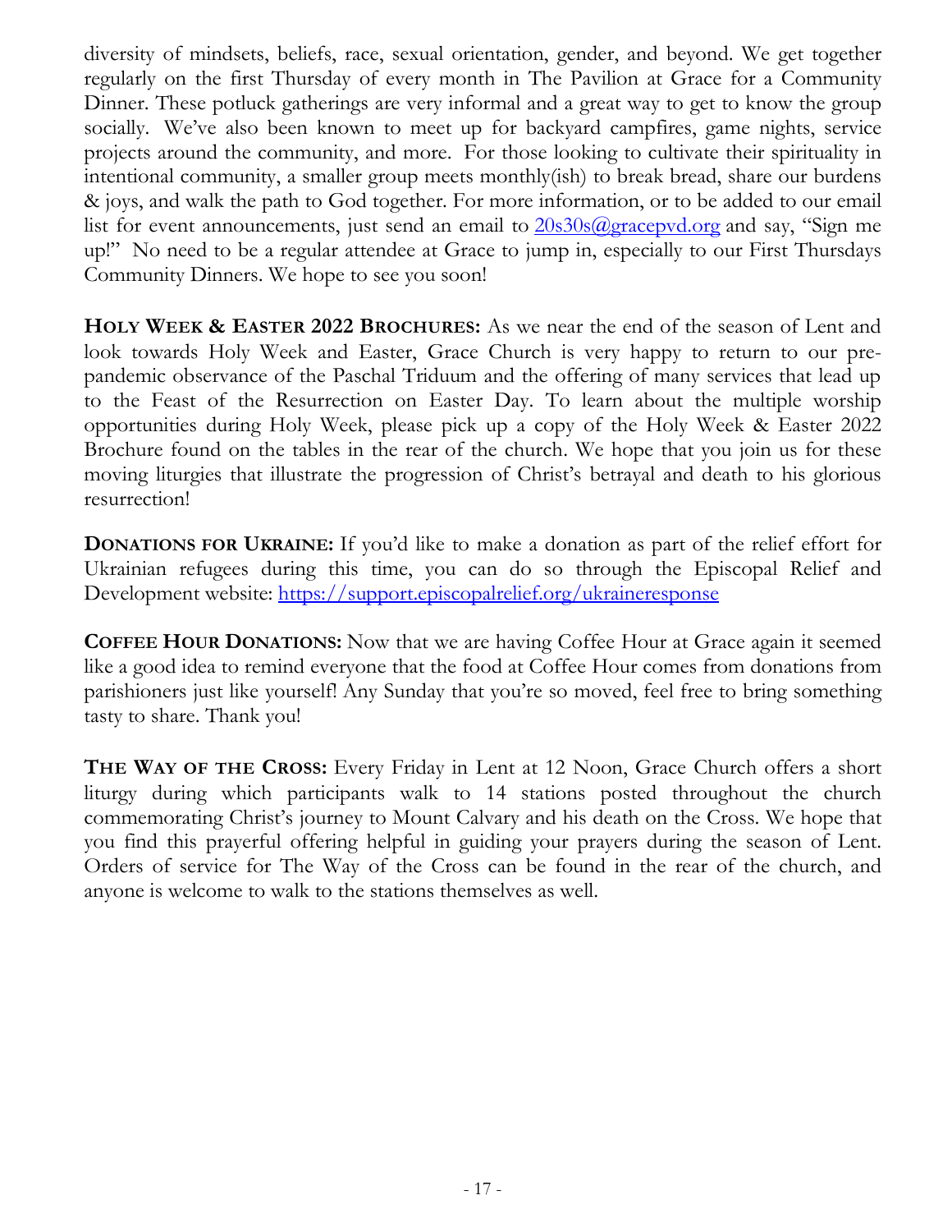diversity of mindsets, beliefs, race, sexual orientation, gender, and beyond. We get together regularly on the first Thursday of every month in The Pavilion at Grace for a Community Dinner. These potluck gatherings are very informal and a great way to get to know the group socially. We've also been known to meet up for backyard campfires, game nights, service projects around the community, and more. For those looking to cultivate their spirituality in intentional community, a smaller group meets monthly(ish) to break bread, share our burdens & joys, and walk the path to God together. For more information, or to be added to our email list for event announcements, just send an email to [20s30s@gracepvd.org](mailto:20s30s@gracepvd.org) and say, "Sign me up!" No need to be a regular attendee at Grace to jump in, especially to our First Thursdays Community Dinners. We hope to see you soon!

**HOLY WEEK & EASTER 2022 BROCHURES:** As we near the end of the season of Lent and look towards Holy Week and Easter, Grace Church is very happy to return to our pre-pandemic observance of the Paschal Triduum and the offering of many services that lead up to the Feast of the Resurrection on Easter Day. To learn about the multiple worship opportunities during Holy Week, please pick up a copy of the Holy Week & Easter 2022 Brochure found on the tables in the rear of the church. We hope that you join us for these moving liturgies that illustrate the progression of Christ's betrayal and death to his glorious resurrection!

**DONATIONS FOR UKRAINE:** If you'd like to make a donation as part of the relief effort for Ukrainian refugees during this time, you can do so through the Episcopal Relief and Development website: [https://support.episcopalrelief.org/ukraineresponse](https://support.episcopalrelief.org/ukraineresponse)

**COFFEE HOUR DONATIONS:** Now that we are having Coffee Hour at Grace again it seemed like a good idea to remind everyone that the food at Coffee Hour comes from donations from parishioners just like yourself! Any Sunday that you're so moved, feel free to bring something tasty to share. Thank you!

**THE WAY OF THE CROSS:** Every Friday in Lent at 12 Noon, Grace Church offers a short liturgy during which participants walk to 14 stations posted throughout the church commemorating Christ's journey to Mount Calvary and his death on the Cross. We hope that you find this prayerful offering helpful in guiding your prayers during the season of Lent. Orders of service for The Way of the Cross can be found in the rear of the church, and anyone is welcome to walk to the stations themselves as well.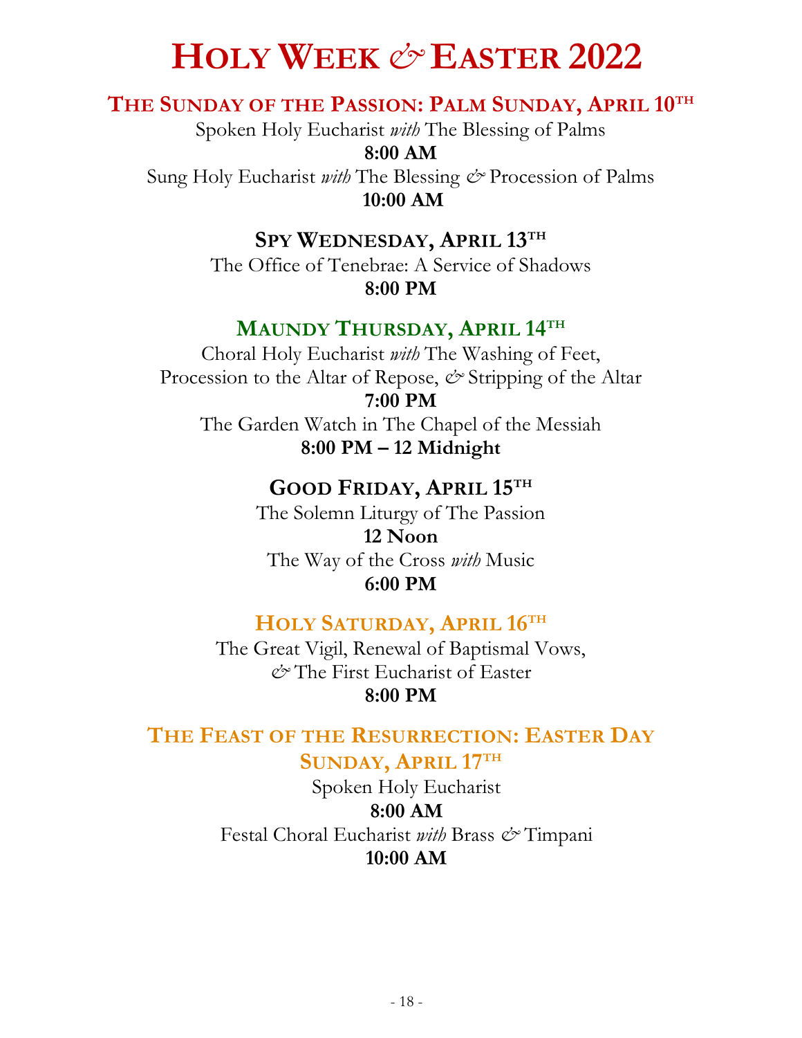# Holy Week & Easter 2022

## The Sunday of the Passion: Palm Sunday, April 10th

Spoken Holy Eucharist *with* The Blessing of Palms

**8:00 AM**

Sung Holy Eucharist *with* The Blessing & Procession of Palms

**10:00 AM**

## Spy Wednesday, April 13th

The Office of Tenebrae: A Service of Shadows

**8:00 PM**

## Maundy Thursday, April 14th

Choral Holy Eucharist *with* The Washing of Feet,
Procession to the Altar of Repose, & Stripping of the Altar

**7:00 PM**

The Garden Watch in The Chapel of the Messiah

**8:00 PM – 12 Midnight**

## Good Friday, April 15th

The Solemn Liturgy of The Passion

**12 Noon**

The Way of the Cross *with* Music

**6:00 PM**

## Holy Saturday, April 16th

The Great Vigil, Renewal of Baptismal Vows,
& The First Eucharist of Easter

**8:00 PM**

## The Feast of the Resurrection: Easter Day Sunday, April 17th

Spoken Holy Eucharist

**8:00 AM**

Festal Choral Eucharist *with* Brass & Timpani

**10:00 AM**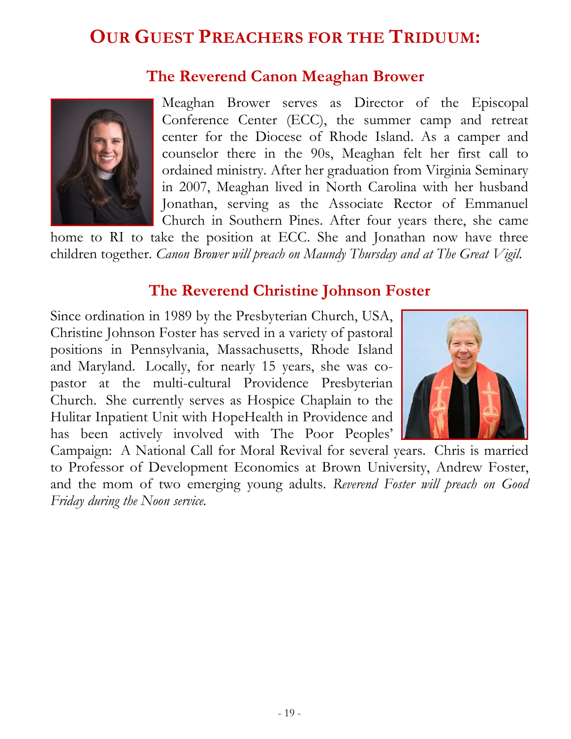# Our Guest Preachers for the Triduum:

## The Reverend Canon Meaghan Brower

Meaghan Brower serves as Director of the Episcopal Conference Center (ECC), the summer camp and retreat center for the Diocese of Rhode Island. As a camper and counselor there in the 90s, Meaghan felt her first call to ordained ministry. After her graduation from Virginia Seminary in 2007, Meaghan lived in North Carolina with her husband Jonathan, serving as the Associate Rector of Emmanuel Church in Southern Pines. After four years there, she came home to RI to take the position at ECC. She and Jonathan now have three children together. *Canon Brower will preach on Maundy Thursday and at The Great Vigil.*

## The Reverend Christine Johnson Foster

Since ordination in 1989 by the Presbyterian Church, USA, Christine Johnson Foster has served in a variety of pastoral positions in Pennsylvania, Massachusetts, Rhode Island and Maryland. Locally, for nearly 15 years, she was co-pastor at the multi-cultural Providence Presbyterian Church. She currently serves as Hospice Chaplain to the Hulitar Inpatient Unit with HopeHealth in Providence and has been actively involved with The Poor Peoples' Campaign: A National Call for Moral Revival for several years. Chris is married to Professor of Development Economics at Brown University, Andrew Foster, and the mom of two emerging young adults. *Reverend Foster will preach on Good Friday during the Noon service.*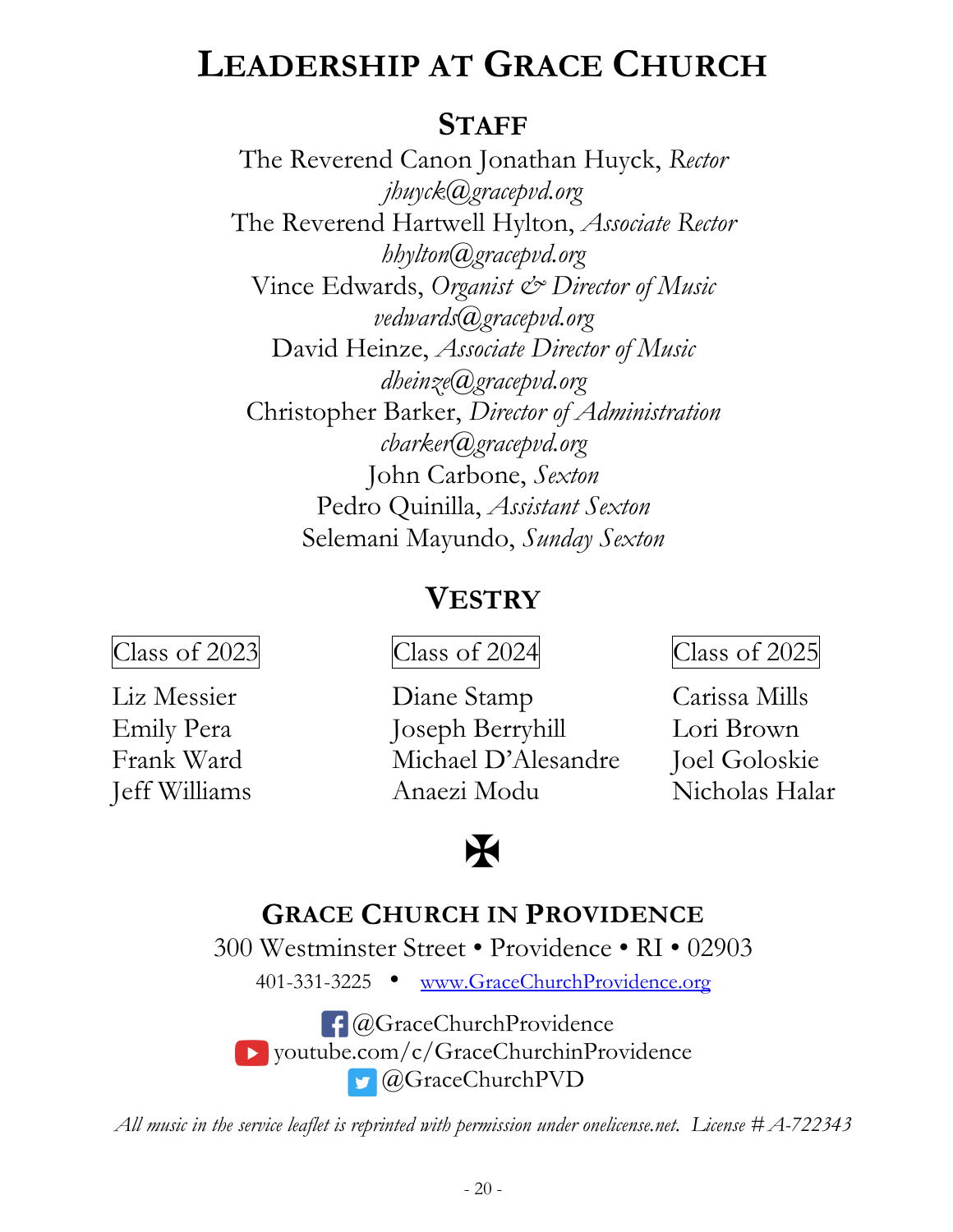# Leadership at Grace Church

## Staff

The Reverend Canon Jonathan Huyck, *Rector*
*jhuyck@gracepvd.org*
The Reverend Hartwell Hylton, *Associate Rector*
*hhylton@gracepvd.org*
Vince Edwards, *Organist & Director of Music*
*vedwards@gracepvd.org*
David Heinze, *Associate Director of Music*
*dheinze@gracepvd.org*
Christopher Barker, *Director of Administration*
*cbarker@gracepvd.org*
John Carbone, *Sexton*
Pedro Quinilla, *Assistant Sexton*
Selemani Mayundo, *Sunday Sexton*

## Vestry

| Class of 2023 | Class of 2024 | Class of 2025 |
| --- | --- | --- |
| Liz Messier | Diane Stamp | Carissa Mills |
| Emily Pera | Joseph Berryhill | Lori Brown |
| Frank Ward | Michael D'Alesandre | Joel Goloskie |
| Jeff Williams | Anaezi Modu | Nicholas Halar |

✠

**Grace Church in Providence**
300 Westminster Street • Providence • RI • 02903
401-331-3225 • www.GraceChurchProvidence.org

@GraceChurchProvidence
youtube.com/c/GraceChurchinProvidence
@GraceChurchPVD

*All music in the service leaflet is reprinted with permission under onelicense.net. License # A-722343*